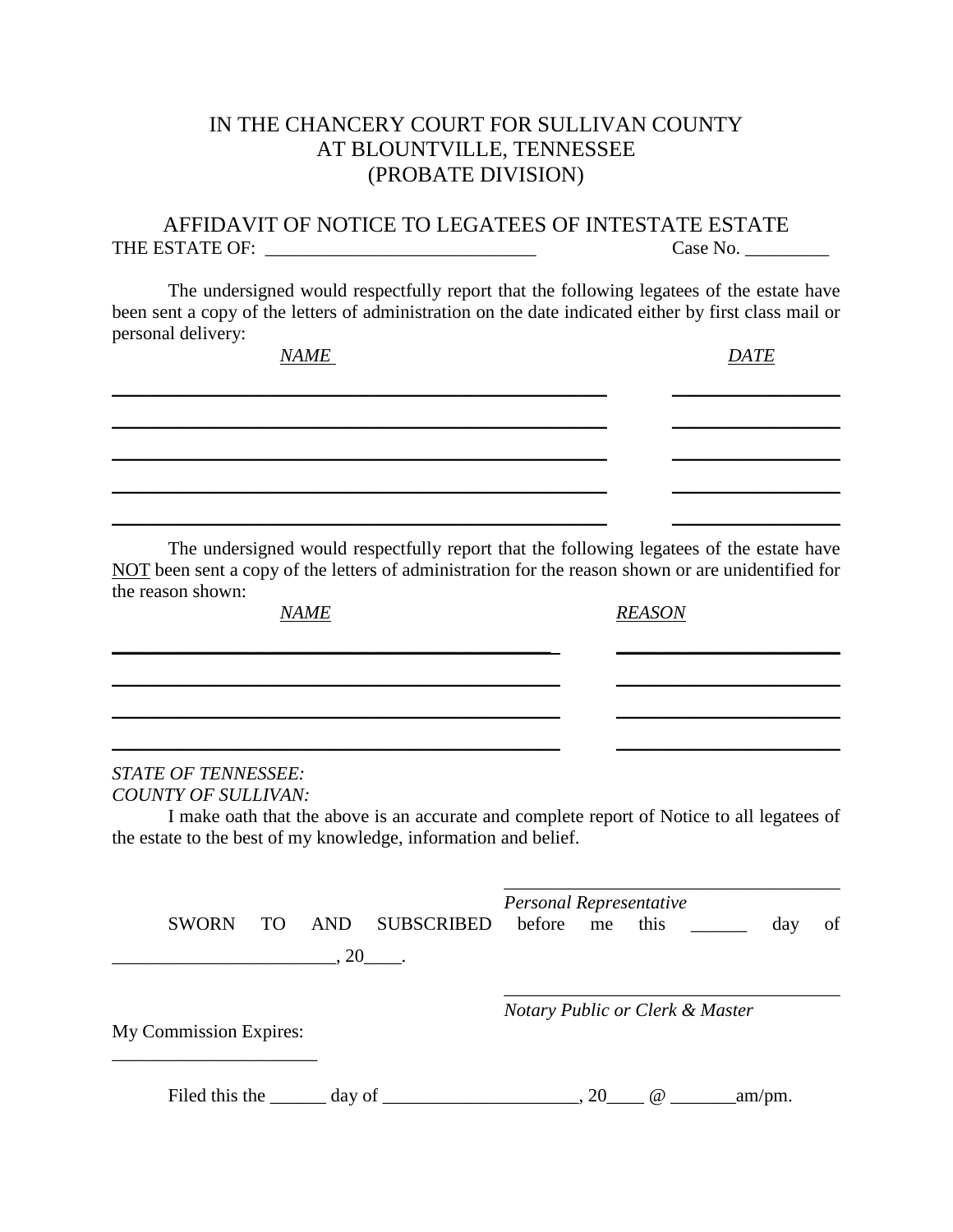# IN THE CHANCERY COURT FOR SULLIVAN COUNTY
# AT BLOUNTVILLE, TENNESSEE
# (PROBATE DIVISION)

## AFFIDAVIT OF NOTICE TO LEGATEES OF INTESTATE ESTATE

THE ESTATE OF: ____________________________ Case No. _________

The undersigned would respectfully report that the following legatees of the estate have been sent a copy of the letters of administration on the date indicated either by first class mail or personal delivery:

| *NAME* | *DATE* |
|---|---|
| | |
| | |
| | |
| | |
| | |

The undersigned would respectfully report that the following legatees of the estate have NOT been sent a copy of the letters of administration for the reason shown or are unidentified for the reason shown:

| *NAME* | *REASON* |
|---|---|
| | |
| | |
| | |
| | |

*STATE OF TENNESSEE:*
*COUNTY OF SULLIVAN:*

I make oath that the above is an accurate and complete report of Notice to all legatees of the estate to the best of my knowledge, information and belief.

____________________________________
*Personal Representative*

SWORN TO AND SUBSCRIBED before me this ______ day of ________________________, 20____.

____________________________________
*Notary Public or Clerk & Master*

My Commission Expires:
______________________

Filed this the ______ day of ____________________, 20____ @ _______am/pm.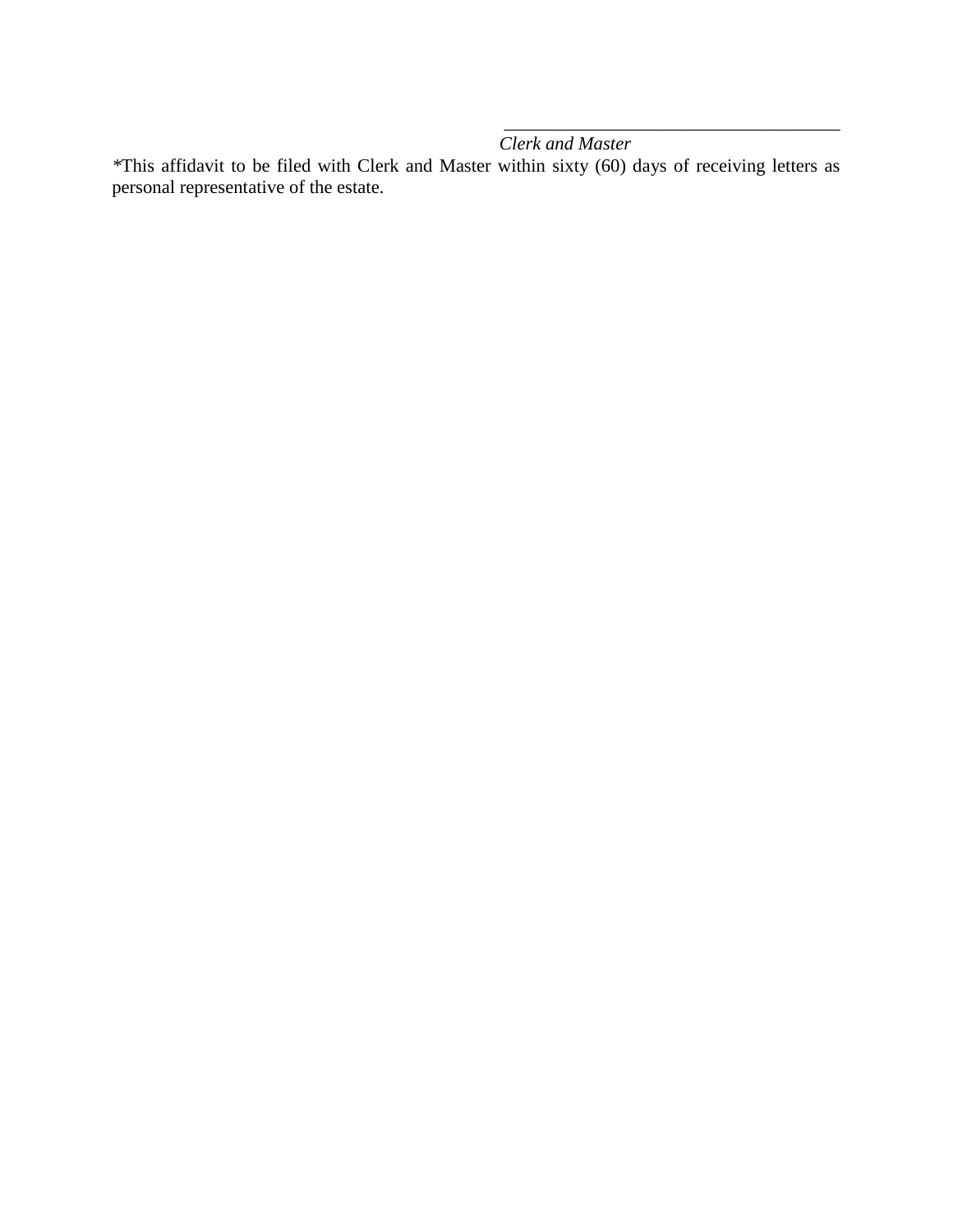\_\_\_\_\_\_\_\_\_\_\_\_\_\_\_\_\_\_\_\_\_\_\_\_\_\_\_\_\_\_\_\_\_\_\_\_\_\_\_

*Clerk and Master*

*This affidavit to be filed with Clerk and Master within sixty (60) days of receiving letters as personal representative of the estate.